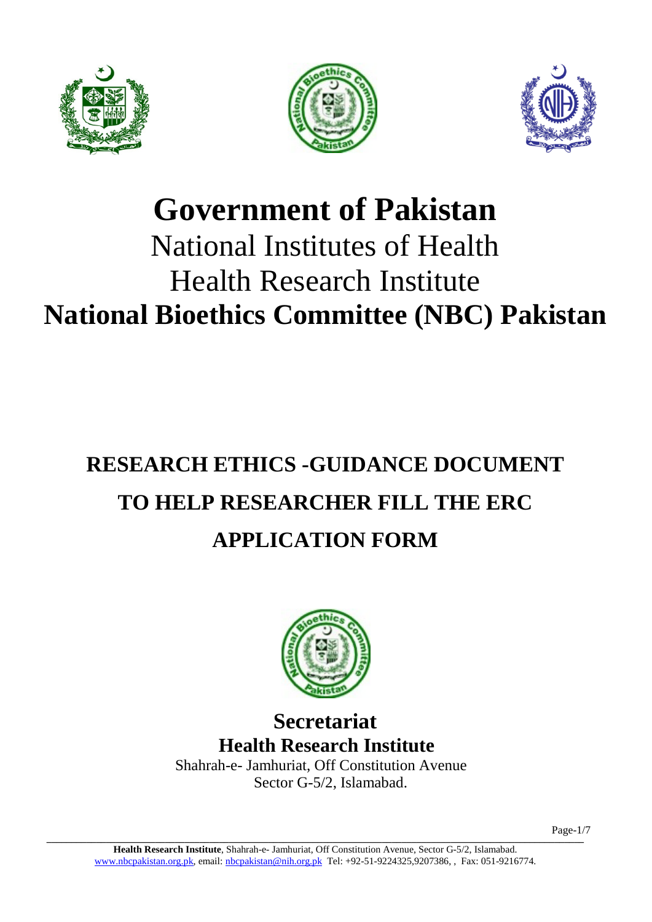# Government of Pakistan

National Institutes of Health

Health Research Institute

# National Bioethics Committee (NBC) Pakistan

## RESEARCH ETHICS -GUIDANCE DOCUMENT TO HELP RESEARCHER FILL THE ERC APPLICATION FORM

**Secretariat**

**Health Research Institute**

Shahrah-e- Jamhuriat, Off Constitution Avenue

Sector G-5/2, Islamabad.

**Health Research Institute**, Shahrah-e- Jamhuriat, Off Constitution Avenue, Sector G-5/2, Islamabad.
www.nbcpakistan.org.pk, email: nbcpakistan@nih.org.pk Tel: +92-51-9224325,9207386, , Fax: 051-9216774.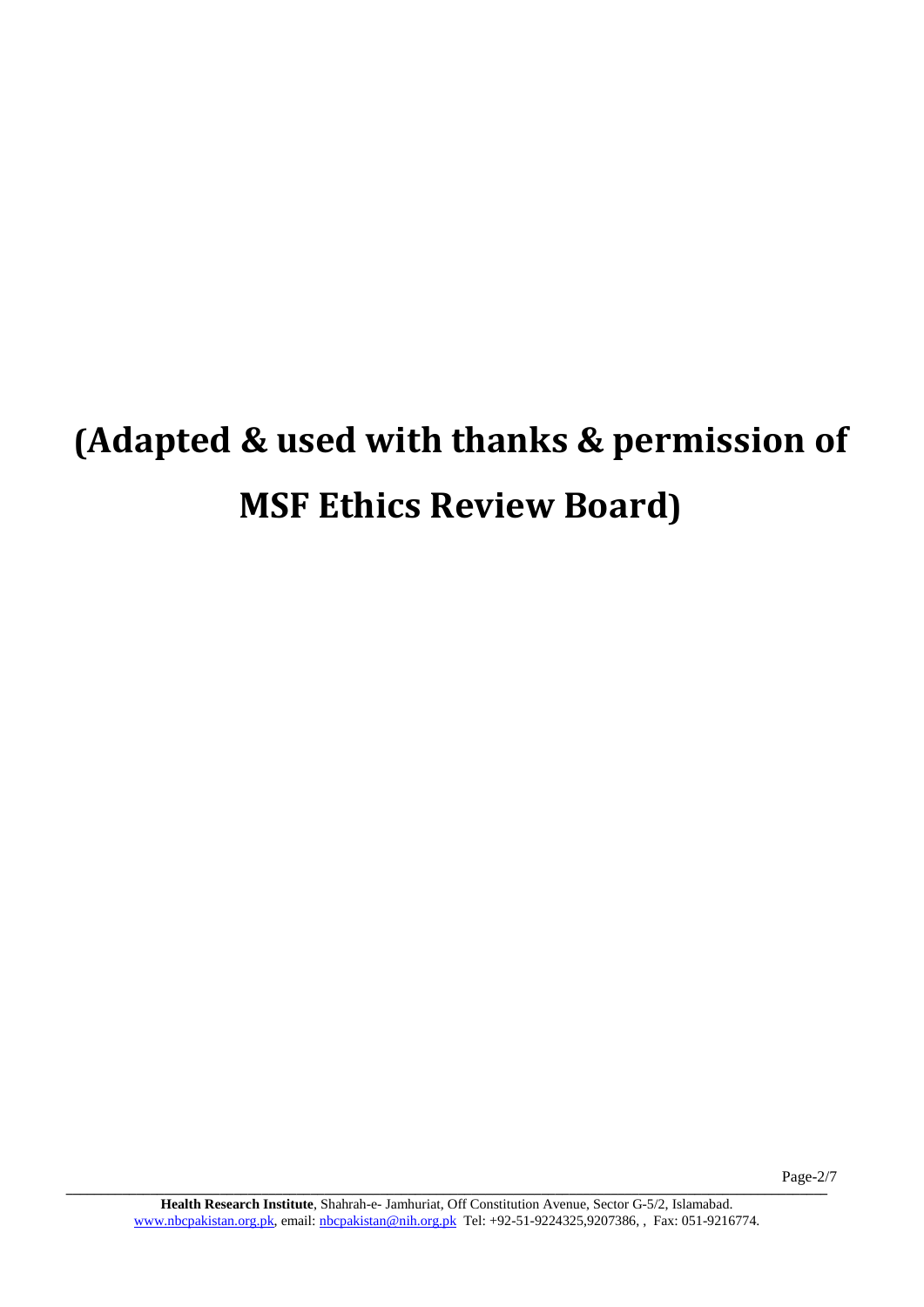**(Adapted & used with thanks & permission of MSF Ethics Review Board)**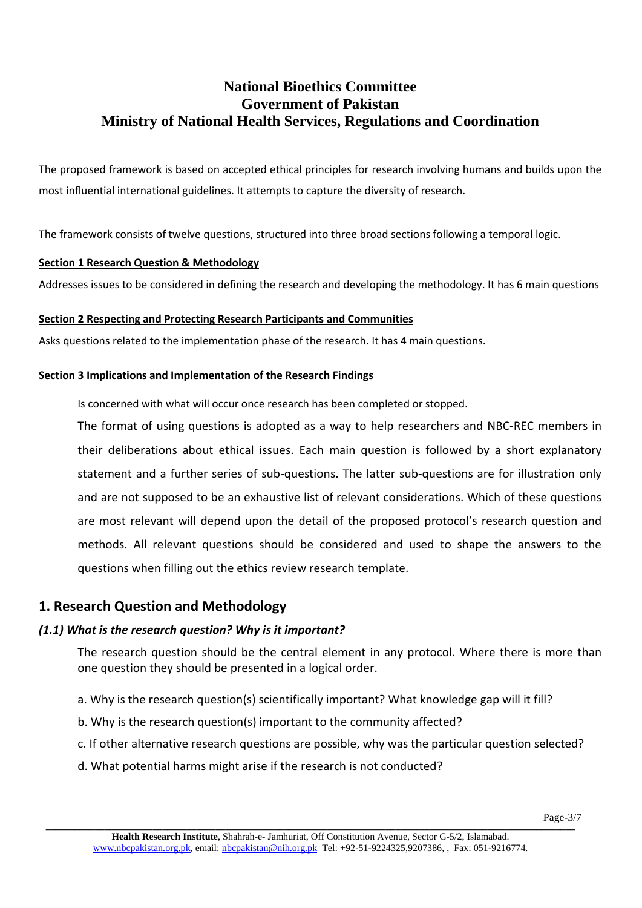# National Bioethics Committee
# Government of Pakistan
# Ministry of National Health Services, Regulations and Coordination

The proposed framework is based on accepted ethical principles for research involving humans and builds upon the most influential international guidelines. It attempts to capture the diversity of research.

The framework consists of twelve questions, structured into three broad sections following a temporal logic.

**Section 1 Research Question & Methodology**

Addresses issues to be considered in defining the research and developing the methodology. It has 6 main questions

**Section 2 Respecting and Protecting Research Participants and Communities**

Asks questions related to the implementation phase of the research. It has 4 main questions.

**Section 3 Implications and Implementation of the Research Findings**

Is concerned with what will occur once research has been completed or stopped.

The format of using questions is adopted as a way to help researchers and NBC-REC members in their deliberations about ethical issues. Each main question is followed by a short explanatory statement and a further series of sub-questions. The latter sub-questions are for illustration only and are not supposed to be an exhaustive list of relevant considerations. Which of these questions are most relevant will depend upon the detail of the proposed protocol's research question and methods. All relevant questions should be considered and used to shape the answers to the questions when filling out the ethics review research template.

## 1. Research Question and Methodology

### *(1.1) What is the research question? Why is it important?*

The research question should be the central element in any protocol. Where there is more than one question they should be presented in a logical order.

a. Why is the research question(s) scientifically important? What knowledge gap will it fill?

b. Why is the research question(s) important to the community affected?

c. If other alternative research questions are possible, why was the particular question selected?

d. What potential harms might arise if the research is not conducted?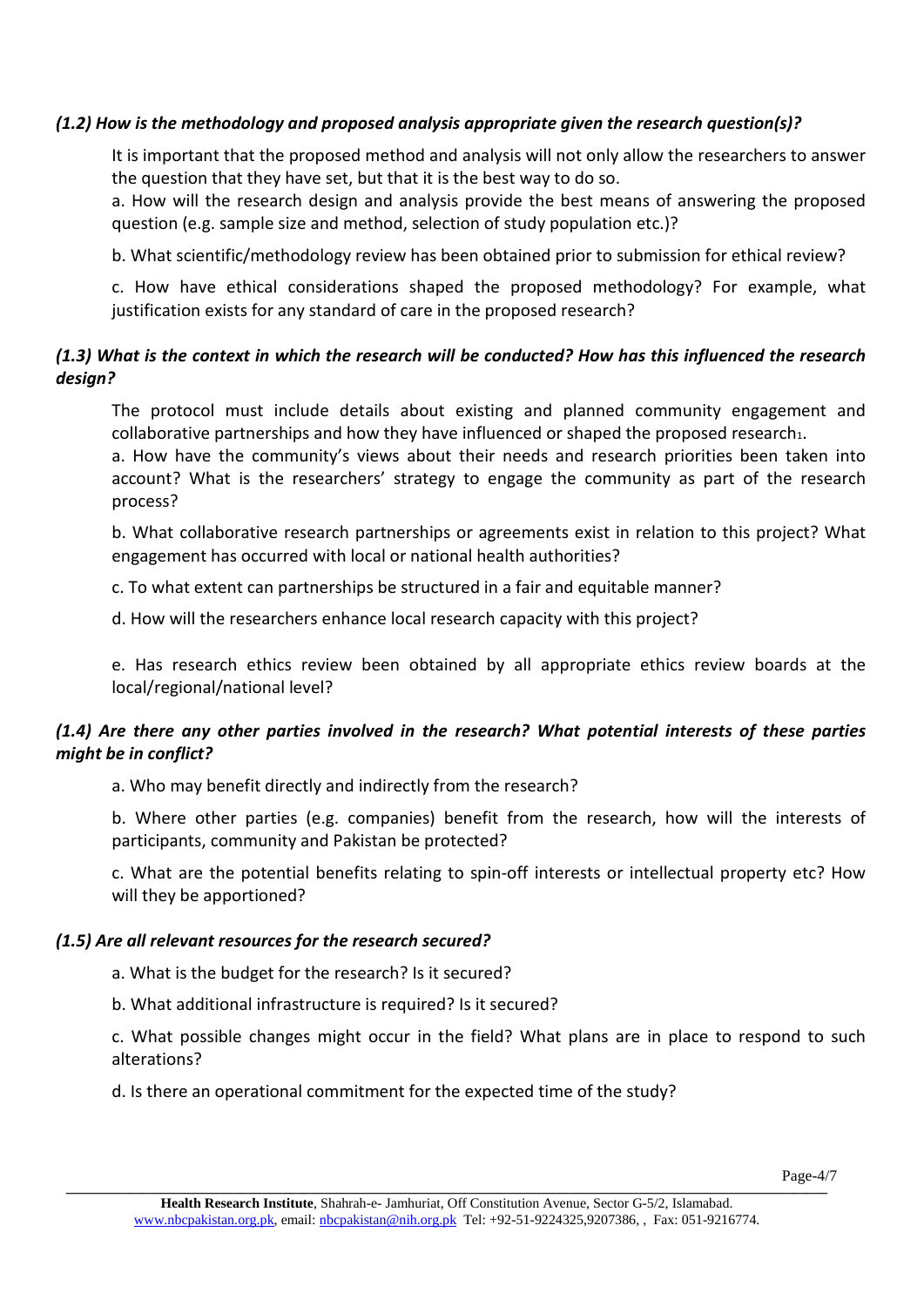### *(1.2) How is the methodology and proposed analysis appropriate given the research question(s)?*

It is important that the proposed method and analysis will not only allow the researchers to answer the question that they have set, but that it is the best way to do so.

a. How will the research design and analysis provide the best means of answering the proposed question (e.g. sample size and method, selection of study population etc.)?

b. What scientific/methodology review has been obtained prior to submission for ethical review?

c. How have ethical considerations shaped the proposed methodology? For example, what justification exists for any standard of care in the proposed research?

### *(1.3) What is the context in which the research will be conducted? How has this influenced the research design?*

The protocol must include details about existing and planned community engagement and collaborative partnerships and how they have influenced or shaped the proposed research[1].

a. How have the community's views about their needs and research priorities been taken into account? What is the researchers' strategy to engage the community as part of the research process?

b. What collaborative research partnerships or agreements exist in relation to this project? What engagement has occurred with local or national health authorities?

c. To what extent can partnerships be structured in a fair and equitable manner?

d. How will the researchers enhance local research capacity with this project?

e. Has research ethics review been obtained by all appropriate ethics review boards at the local/regional/national level?

### *(1.4) Are there any other parties involved in the research? What potential interests of these parties might be in conflict?*

a. Who may benefit directly and indirectly from the research?

b. Where other parties (e.g. companies) benefit from the research, how will the interests of participants, community and Pakistan be protected?

c. What are the potential benefits relating to spin-off interests or intellectual property etc? How will they be apportioned?

### *(1.5) Are all relevant resources for the research secured?*

a. What is the budget for the research? Is it secured?

b. What additional infrastructure is required? Is it secured?

c. What possible changes might occur in the field? What plans are in place to respond to such alterations?

d. Is there an operational commitment for the expected time of the study?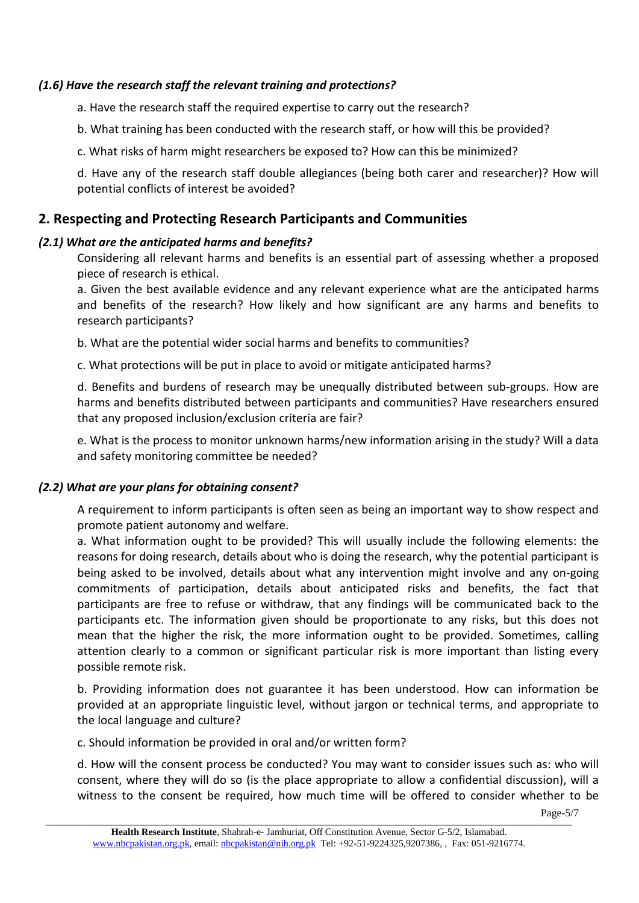### *(1.6) Have the research staff the relevant training and protections?*

a. Have the research staff the required expertise to carry out the research?

b. What training has been conducted with the research staff, or how will this be provided?

c. What risks of harm might researchers be exposed to? How can this be minimized?

d. Have any of the research staff double allegiances (being both carer and researcher)? How will potential conflicts of interest be avoided?

## 2. Respecting and Protecting Research Participants and Communities

### *(2.1) What are the anticipated harms and benefits?*

Considering all relevant harms and benefits is an essential part of assessing whether a proposed piece of research is ethical.

a. Given the best available evidence and any relevant experience what are the anticipated harms and benefits of the research? How likely and how significant are any harms and benefits to research participants?

b. What are the potential wider social harms and benefits to communities?

c. What protections will be put in place to avoid or mitigate anticipated harms?

d. Benefits and burdens of research may be unequally distributed between sub-groups. How are harms and benefits distributed between participants and communities? Have researchers ensured that any proposed inclusion/exclusion criteria are fair?

e. What is the process to monitor unknown harms/new information arising in the study? Will a data and safety monitoring committee be needed?

### *(2.2) What are your plans for obtaining consent?*

A requirement to inform participants is often seen as being an important way to show respect and promote patient autonomy and welfare.

a. What information ought to be provided? This will usually include the following elements: the reasons for doing research, details about who is doing the research, why the potential participant is being asked to be involved, details about what any intervention might involve and any on-going commitments of participation, details about anticipated risks and benefits, the fact that participants are free to refuse or withdraw, that any findings will be communicated back to the participants etc. The information given should be proportionate to any risks, but this does not mean that the higher the risk, the more information ought to be provided. Sometimes, calling attention clearly to a common or significant particular risk is more important than listing every possible remote risk.

b. Providing information does not guarantee it has been understood. How can information be provided at an appropriate linguistic level, without jargon or technical terms, and appropriate to the local language and culture?

c. Should information be provided in oral and/or written form?

d. How will the consent process be conducted? You may want to consider issues such as: who will consent, where they will do so (is the place appropriate to allow a confidential discussion), will a witness to the consent be required, how much time will be offered to consider whether to be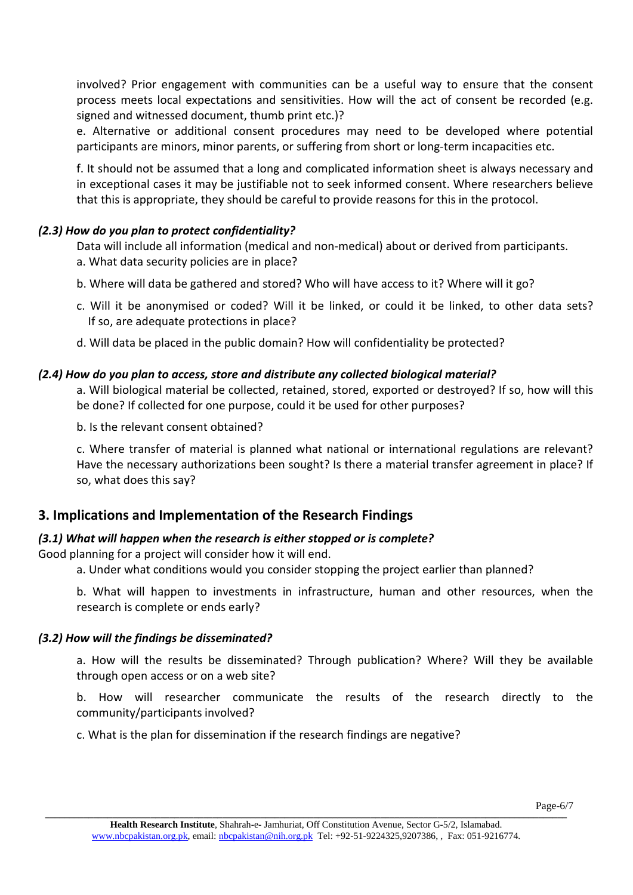involved? Prior engagement with communities can be a useful way to ensure that the consent process meets local expectations and sensitivities. How will the act of consent be recorded (e.g. signed and witnessed document, thumb print etc.)?

e. Alternative or additional consent procedures may need to be developed where potential participants are minors, minor parents, or suffering from short or long-term incapacities etc.

f. It should not be assumed that a long and complicated information sheet is always necessary and in exceptional cases it may be justifiable not to seek informed consent. Where researchers believe that this is appropriate, they should be careful to provide reasons for this in the protocol.

### *(2.3) How do you plan to protect confidentiality?*

Data will include all information (medical and non-medical) about or derived from participants.

a. What data security policies are in place?

b. Where will data be gathered and stored? Who will have access to it? Where will it go?

c. Will it be anonymised or coded? Will it be linked, or could it be linked, to other data sets? If so, are adequate protections in place?

d. Will data be placed in the public domain? How will confidentiality be protected?

### *(2.4) How do you plan to access, store and distribute any collected biological material?*

a. Will biological material be collected, retained, stored, exported or destroyed? If so, how will this be done? If collected for one purpose, could it be used for other purposes?

b. Is the relevant consent obtained?

c. Where transfer of material is planned what national or international regulations are relevant? Have the necessary authorizations been sought? Is there a material transfer agreement in place? If so, what does this say?

## 3. Implications and Implementation of the Research Findings

### *(3.1) What will happen when the research is either stopped or is complete?*

Good planning for a project will consider how it will end.

a. Under what conditions would you consider stopping the project earlier than planned?

b. What will happen to investments in infrastructure, human and other resources, when the research is complete or ends early?

### *(3.2) How will the findings be disseminated?*

a. How will the results be disseminated? Through publication? Where? Will they be available through open access or on a web site?

b. How will researcher communicate the results of the research directly to the community/participants involved?

c. What is the plan for dissemination if the research findings are negative?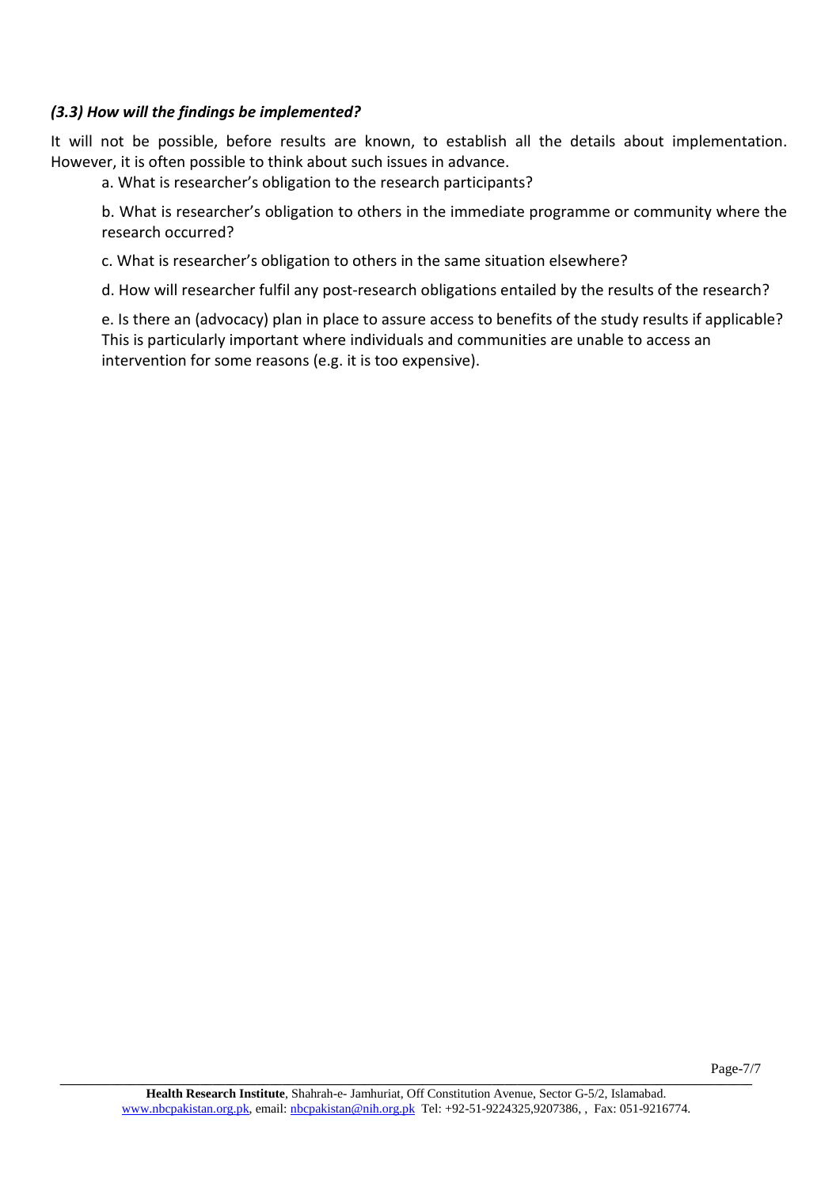### *(3.3) How will the findings be implemented?*

It will not be possible, before results are known, to establish all the details about implementation. However, it is often possible to think about such issues in advance.

a. What is researcher's obligation to the research participants?

b. What is researcher's obligation to others in the immediate programme or community where the research occurred?

c. What is researcher's obligation to others in the same situation elsewhere?

d. How will researcher fulfil any post-research obligations entailed by the results of the research?

e. Is there an (advocacy) plan in place to assure access to benefits of the study results if applicable? This is particularly important where individuals and communities are unable to access an intervention for some reasons (e.g. it is too expensive).